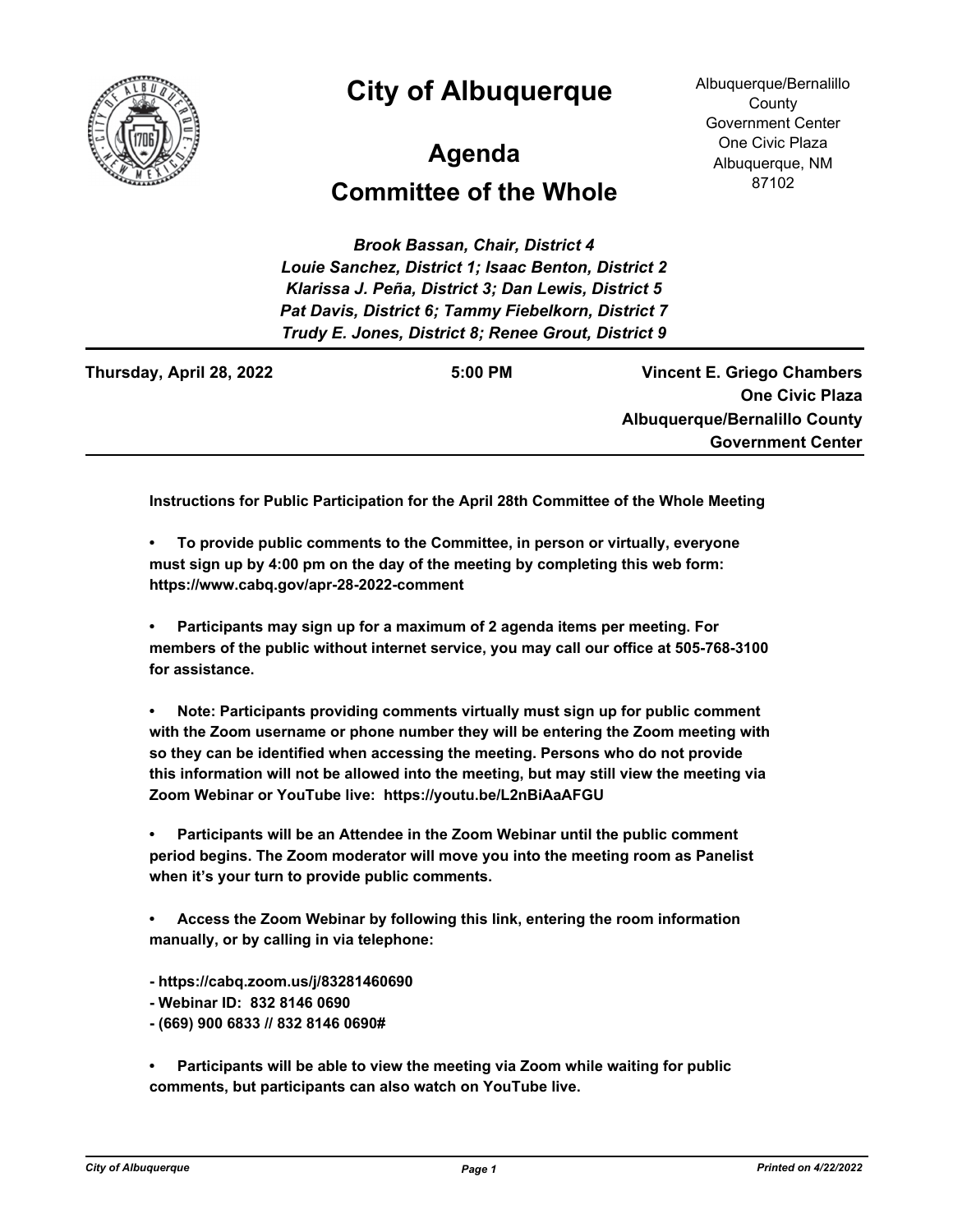# City of Albuquerque

## Agenda

## Committee of the Whole

Albuquerque/Bernalillo County Government Center
One Civic Plaza
Albuquerque, NM 87102

*Brook Bassan, Chair, District 4*
*Louie Sanchez, District 1; Isaac Benton, District 2*
*Klarissa J. Peña, District 3; Dan Lewis, District 5*
*Pat Davis, District 6; Tammy Fiebelkorn, District 7*
*Trudy E. Jones, District 8; Renee Grout, District 9*

**Thursday, April 28, 2022** **5:00 PM** **Vincent E. Griego Chambers**
**One Civic Plaza**
**Albuquerque/Bernalillo County Government Center**

**Instructions for Public Participation for the April 28th Committee of the Whole Meeting**

- **To provide public comments to the Committee, in person or virtually, everyone must sign up by 4:00 pm on the day of the meeting by completing this web form: https://www.cabq.gov/apr-28-2022-comment**

- **Participants may sign up for a maximum of 2 agenda items per meeting. For members of the public without internet service, you may call our office at 505-768-3100 for assistance.**

- **Note: Participants providing comments virtually must sign up for public comment with the Zoom username or phone number they will be entering the Zoom meeting with so they can be identified when accessing the meeting. Persons who do not provide this information will not be allowed into the meeting, but may still view the meeting via Zoom Webinar or YouTube live: https://youtu.be/L2nBiAaAFGU**

- **Participants will be an Attendee in the Zoom Webinar until the public comment period begins. The Zoom moderator will move you into the meeting room as Panelist when it's your turn to provide public comments.**

- **Access the Zoom Webinar by following this link, entering the room information manually, or by calling in via telephone:**

**- https://cabq.zoom.us/j/83281460690**
**- Webinar ID: 832 8146 0690**
**- (669) 900 6833 // 832 8146 0690#**

- **Participants will be able to view the meeting via Zoom while waiting for public comments, but participants can also watch on YouTube live.**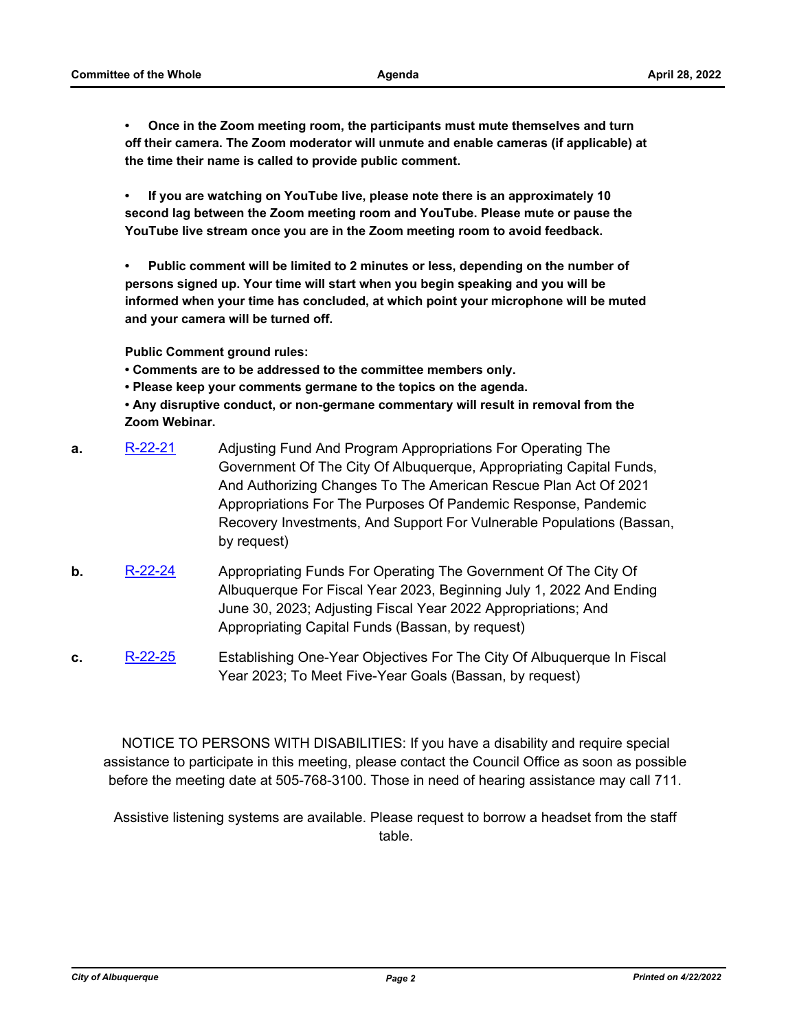**• Once in the Zoom meeting room, the participants must mute themselves and turn off their camera. The Zoom moderator will unmute and enable cameras (if applicable) at the time their name is called to provide public comment.**

**• If you are watching on YouTube live, please note there is an approximately 10 second lag between the Zoom meeting room and YouTube. Please mute or pause the YouTube live stream once you are in the Zoom meeting room to avoid feedback.**

**• Public comment will be limited to 2 minutes or less, depending on the number of persons signed up. Your time will start when you begin speaking and you will be informed when your time has concluded, at which point your microphone will be muted and your camera will be turned off.**

**Public Comment ground rules:**
**• Comments are to be addressed to the committee members only.**
**• Please keep your comments germane to the topics on the agenda.**
**• Any disruptive conduct, or non-germane commentary will result in removal from the Zoom Webinar.**

**a.** R-22-21 Adjusting Fund And Program Appropriations For Operating The Government Of The City Of Albuquerque, Appropriating Capital Funds, And Authorizing Changes To The American Rescue Plan Act Of 2021 Appropriations For The Purposes Of Pandemic Response, Pandemic Recovery Investments, And Support For Vulnerable Populations (Bassan, by request)

**b.** R-22-24 Appropriating Funds For Operating The Government Of The City Of Albuquerque For Fiscal Year 2023, Beginning July 1, 2022 And Ending June 30, 2023; Adjusting Fiscal Year 2022 Appropriations; And Appropriating Capital Funds (Bassan, by request)

**c.** R-22-25 Establishing One-Year Objectives For The City Of Albuquerque In Fiscal Year 2023; To Meet Five-Year Goals (Bassan, by request)

NOTICE TO PERSONS WITH DISABILITIES: If you have a disability and require special assistance to participate in this meeting, please contact the Council Office as soon as possible before the meeting date at 505-768-3100. Those in need of hearing assistance may call 711.

Assistive listening systems are available. Please request to borrow a headset from the staff table.